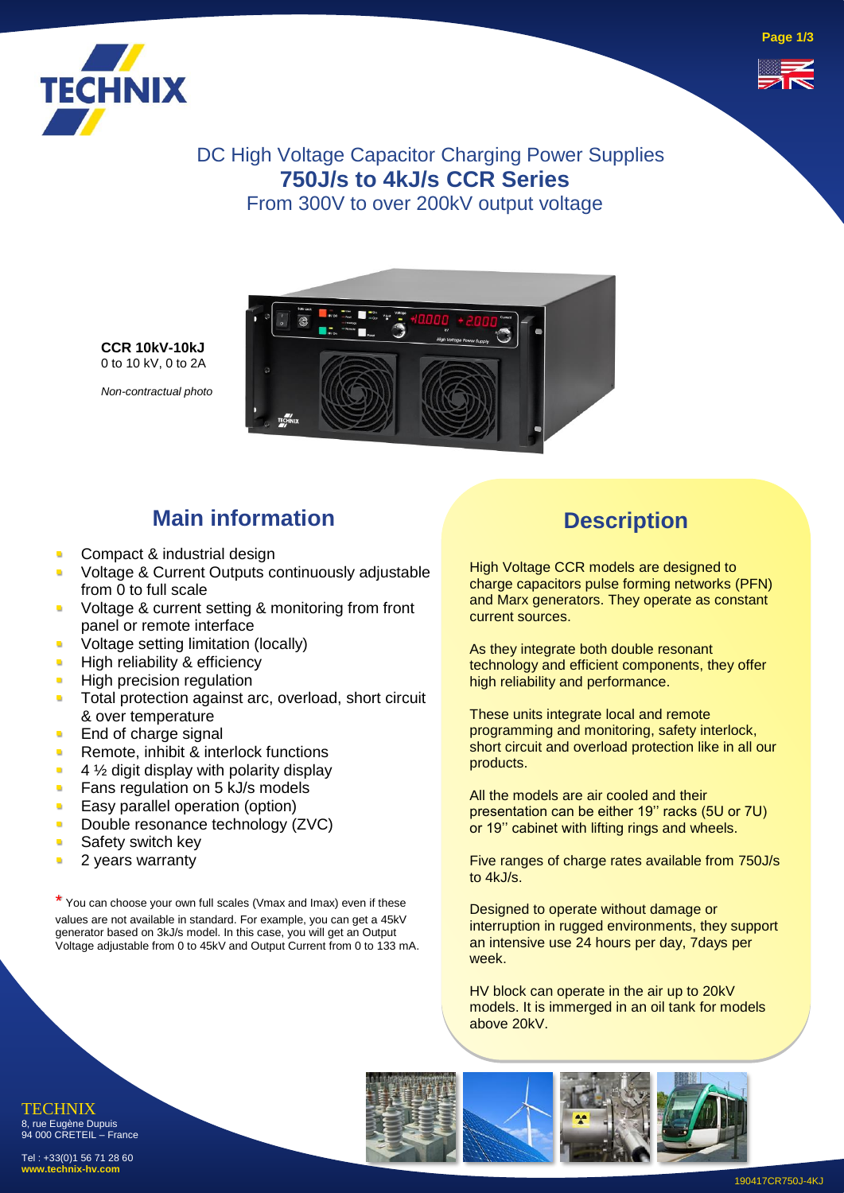# DC High Voltage Capacitor Charging Power Supplies

## 750J/s to 4kJ/s CCR Series

From 300V to over 200kV output voltage

**CCR 10kV-10kJ**
0 to 10 kV, 0 to 2A

*Non-contractual photo*

## Main information

- Compact & industrial design
- Voltage & Current Outputs continuously adjustable from 0 to full scale
- Voltage & current setting & monitoring from front panel or remote interface
- Voltage setting limitation (locally)
- High reliability & efficiency
- High precision regulation
- Total protection against arc, overload, short circuit & over temperature
- End of charge signal
- Remote, inhibit & interlock functions
- 4 ½ digit display with polarity display
- Fans regulation on 5 kJ/s models
- Easy parallel operation (option)
- Double resonance technology (ZVC)
- Safety switch key
- 2 years warranty

* You can choose your own full scales (Vmax and Imax) even if these values are not available in standard. For example, you can get a 45kV generator based on 3kJ/s model. In this case, you will get an Output Voltage adjustable from 0 to 45kV and Output Current from 0 to 133 mA.

## Description

High Voltage CCR models are designed to charge capacitors pulse forming networks (PFN) and Marx generators. They operate as constant current sources.

As they integrate both double resonant technology and efficient components, they offer high reliability and performance.

These units integrate local and remote programming and monitoring, safety interlock, short circuit and overload protection like in all our products.

All the models are air cooled and their presentation can be either 19'' racks (5U or 7U) or 19'' cabinet with lifting rings and wheels.

Five ranges of charge rates available from 750J/s to 4kJ/s.

Designed to operate without damage or interruption in rugged environments, they support an intensive use 24 hours per day, 7days per week.

HV block can operate in the air up to 20kV models. It is immerged in an oil tank for models above 20kV.

TECHNIX
8, rue Eugène Dupuis
94 000 CRETEIL – France

Tel : +33(0)1 56 71 28 60
www.technix-hv.com

190417CR750J-4KJ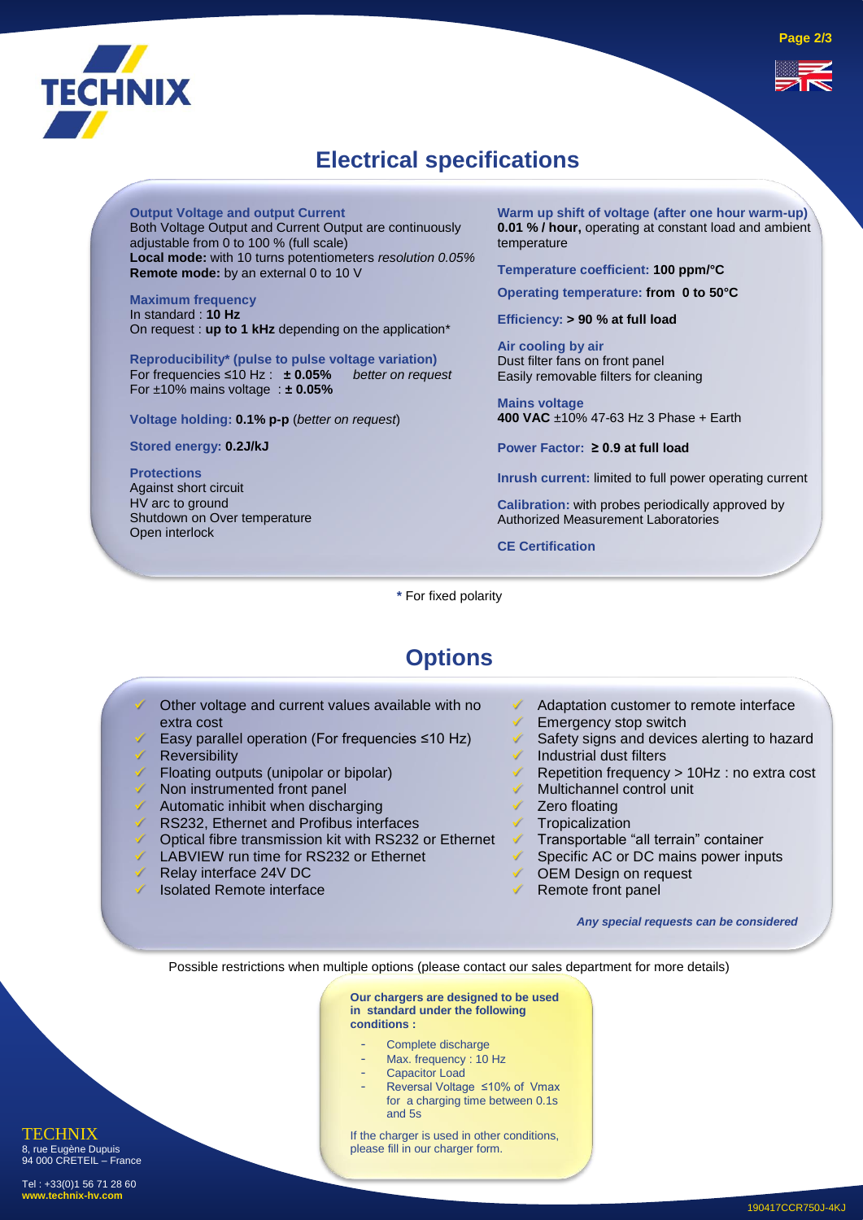## Electrical specifications

**Output Voltage and output Current**
Both Voltage Output and Current Output are continuously adjustable from 0 to 100 % (full scale)
**Local mode:** with 10 turns potentiometers *resolution 0.05%*
**Remote mode:** by an external 0 to 10 V

**Maximum frequency**
In standard : **10 Hz**
On request : **up to 1 kHz** depending on the application*

**Reproducibility* (pulse to pulse voltage variation)**
For frequencies ≤10 Hz : **± 0.05%** *better on request*
For ±10% mains voltage : **± 0.05%**

**Voltage holding:** **0.1% p-p** (*better on request*)

**Stored energy:** **0.2J/kJ**

**Protections**
Against short circuit
HV arc to ground
Shutdown on Over temperature
Open interlock

**Warm up shift of voltage (after one hour warm-up)**
**0.01 % / hour,** operating at constant load and ambient temperature

**Temperature coefficient:** **100 ppm/°C**

**Operating temperature:** **from 0 to 50°C**

**Efficiency:** **> 90 % at full load**

**Air cooling by air**
Dust filter fans on front panel
Easily removable filters for cleaning

**Mains voltage**
**400 VAC** ±10% 47-63 Hz 3 Phase + Earth

**Power Factor:** **≥ 0.9 at full load**

**Inrush current:** limited to full power operating current

**Calibration:** with probes periodically approved by Authorized Measurement Laboratories

**CE Certification**

**\*** For fixed polarity

## Options

- Other voltage and current values available with no extra cost
- Easy parallel operation (For frequencies ≤10 Hz)
- Reversibility
- Floating outputs (unipolar or bipolar)
- Non instrumented front panel
- Automatic inhibit when discharging
- RS232, Ethernet and Profibus interfaces
- Optical fibre transmission kit with RS232 or Ethernet
- LABVIEW run time for RS232 or Ethernet
- Relay interface 24V DC
- Isolated Remote interface
- Adaptation customer to remote interface
- Emergency stop switch
- Safety signs and devices alerting to hazard
- Industrial dust filters
- Repetition frequency > 10Hz : no extra cost
- Multichannel control unit
- Zero floating
- Tropicalization
- Transportable “all terrain” container
- Specific AC or DC mains power inputs
- OEM Design on request
- Remote front panel

***Any special requests can be considered***

Possible restrictions when multiple options (please contact our sales department for more details)

**Our chargers are designed to be used in standard under the following conditions :**

- Complete discharge
- Max. frequency : 10 Hz
- Capacitor Load
- Reversal Voltage ≤10% of Vmax for a charging time between 0.1s and 5s

If the charger is used in other conditions, please fill in our charger form.

TECHNIX
8, rue Eugène Dupuis
94 000 CRETEIL – France

Tel : +33(0)1 56 71 28 60
**www.technix-hv.com**

190417CCR750J-4KJ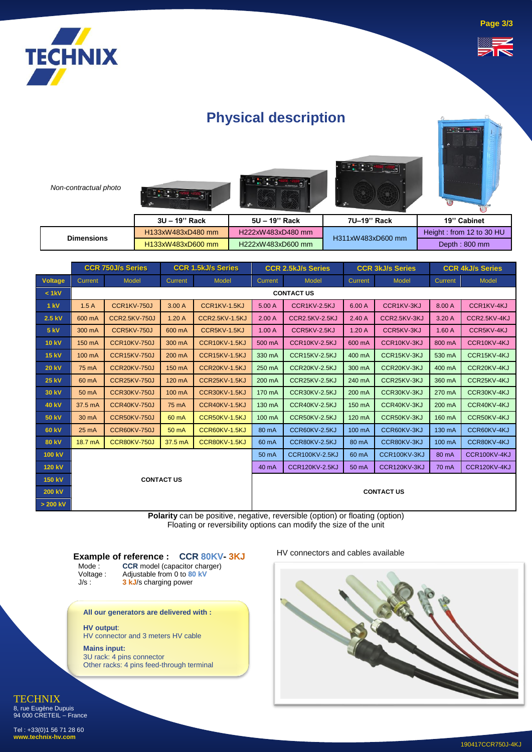# Physical description

*Non-contractual photo*

| | 3U – 19'' Rack | 5U – 19'' Rack | 7U–19'' Rack | 19'' Cabinet |
|---|---|---|---|---|
| Dimensions | H133xW483xD480 mm | H222xW483xD480 mm | H311xW483xD600 mm | Height : from 12 to 30 HU |
| | H133xW483xD600 mm | H222xW483xD600 mm | | Depth : 800 mm |

| | CCR 750J/s Series | | CCR 1.5kJ/s Series | | CCR 2.5kJ/s Series | | CCR 3kJ/s Series | | CCR 4kJ/s Series | |
|---|---|---|---|---|---|---|---|---|---|---|
| **Voltage** | Current | Model | Current | Model | Current | Model | Current | Model | Current | Model |
| **< 1kV** | **CONTACT US** | | | | | | | | | |
| **1 kV** | 1.5 A | CCR1KV-750J | 3.00 A | CCR1KV-1.5KJ | 5.00 A | CCR1KV-2.5KJ | 6.00 A | CCR1KV-3KJ | 8.00 A | CCR1KV-4KJ |
| **2.5 kV** | 600 mA | CCR2.5KV-750J | 1.20 A | CCR2.5KV-1.5KJ | 2.00 A | CCR2.5KV-2.5KJ | 2.40 A | CCR2.5KV-3KJ | 3.20 A | CCR2.5KV-4KJ |
| **5 kV** | 300 mA | CCR5KV-750J | 600 mA | CCR5KV-1.5KJ | 1.00 A | CCR5KV-2.5KJ | 1.20 A | CCR5KV-3KJ | 1.60 A | CCR5KV-4KJ |
| **10 kV** | 150 mA | CCR10KV-750J | 300 mA | CCR10KV-1.5KJ | 500 mA | CCR10KV-2.5KJ | 600 mA | CCR10KV-3KJ | 800 mA | CCR10KV-4KJ |
| **15 kV** | 100 mA | CCR15KV-750J | 200 mA | CCR15KV-1.5KJ | 330 mA | CCR15KV-2.5KJ | 400 mA | CCR15KV-3KJ | 530 mA | CCR15KV-4KJ |
| **20 kV** | 75 mA | CCR20KV-750J | 150 mA | CCR20KV-1.5KJ | 250 mA | CCR20KV-2.5KJ | 300 mA | CCR20KV-3KJ | 400 mA | CCR20KV-4KJ |
| **25 kV** | 60 mA | CCR25KV-750J | 120 mA | CCR25KV-1.5KJ | 200 mA | CCR25KV-2.5KJ | 240 mA | CCR25KV-3KJ | 360 mA | CCR25KV-4KJ |
| **30 kV** | 50 mA | CCR30KV-750J | 100 mA | CCR30KV-1.5KJ | 170 mA | CCR30KV-2.5KJ | 200 mA | CCR30KV-3KJ | 270 mA | CCR30KV-4KJ |
| **40 kV** | 37.5 mA | CCR40KV-750J | 75 mA | CCR40KV-1.5KJ | 130 mA | CCR40KV-2.5KJ | 150 mA | CCR40KV-3KJ | 200 mA | CCR40KV-4KJ |
| **50 kV** | 30 mA | CCR50KV-750J | 60 mA | CCR50KV-1.5KJ | 100 mA | CCR50KV-2.5KJ | 120 mA | CCR50KV-3KJ | 160 mA | CCR50KV-4KJ |
| **60 kV** | 25 mA | CCR60KV-750J | 50 mA | CCR60KV-1.5KJ | 80 mA | CCR60KV-2.5KJ | 100 mA | CCR60KV-3KJ | 130 mA | CCR60KV-4KJ |
| **80 kV** | 18.7 mA | CCR80KV-750J | 37.5 mA | CCR80KV-1.5KJ | 60 mA | CCR80KV-2.5KJ | 80 mA | CCR80KV-3KJ | 100 mA | CCR80KV-4KJ |
| **100 kV** | **CONTACT US** | | | | 50 mA | CCR100KV-2.5KJ | 60 mA | CCR100KV-3KJ | 80 mA | CCR100KV-4KJ |
| **120 kV** | | | | | 40 mA | CCR120KV-2.5KJ | 50 mA | CCR120KV-3KJ | 70 mA | CCR120KV-4KJ |
| **150 kV** | | | | | **CONTACT US** | | | | | |
| **200 kV** | | | | | | | | | | |
| **> 200 kV** | | | | | | | | | | |

**Polarity** can be positive, negative, reversible (option) or floating (option)
Floating or reversibility options can modify the size of the unit

**Example of reference : CCR 80KV- 3KJ**

Mode : **CCR** model (capacitor charger)
Voltage : Adjustable from 0 to **80 kV**
J/s : **3 kJ**/s charging power

**All our generators are delivered with :**

**HV output**:
HV connector and 3 meters HV cable

**Mains input:**
3U rack: 4 pins connector
Other racks: 4 pins feed-through terminal

HV connectors and cables available

TECHNIX
8, rue Eugène Dupuis
94 000 CRETEIL – France

Tel : +33(0)1 56 71 28 60
**www.technix-hv.com**

190417CCR750J-4KJ